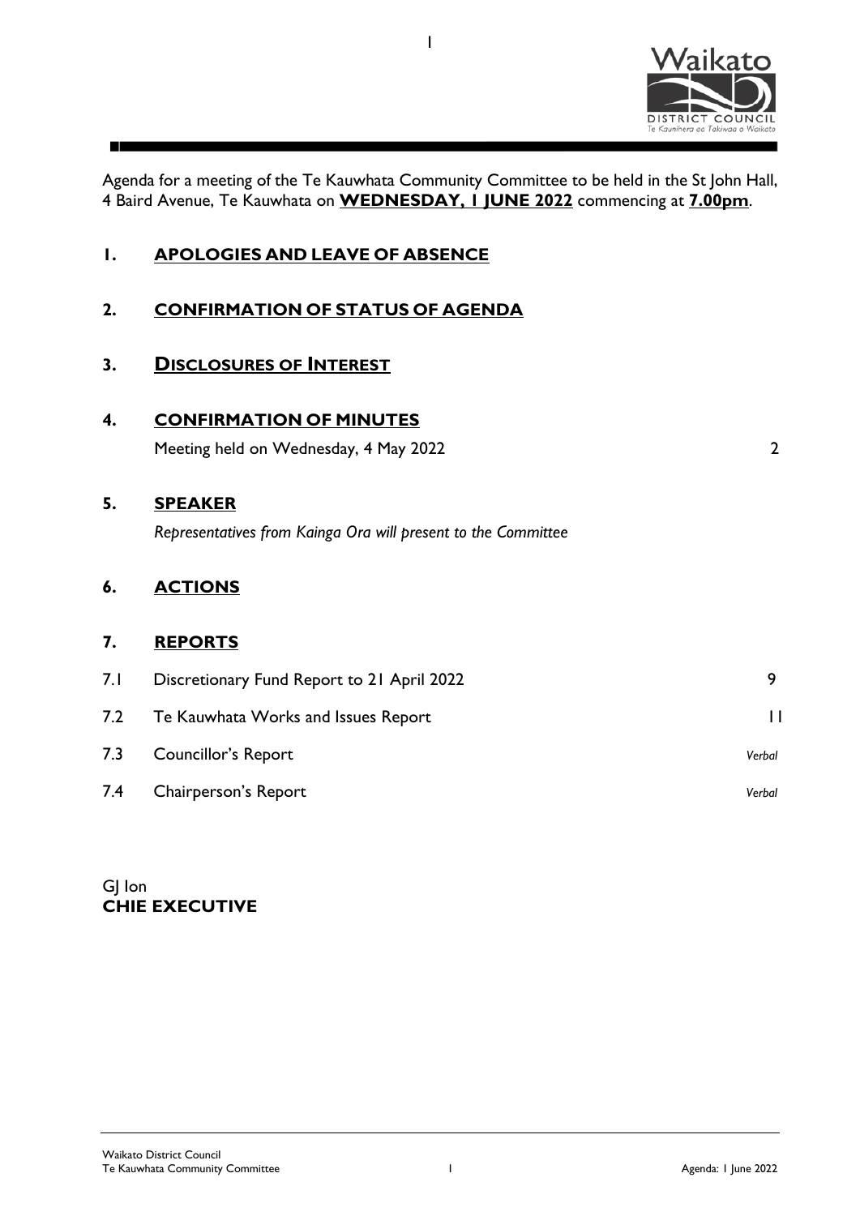Agenda for a meeting of the Te Kauwhata Community Committee to be held in the St John Hall, 4 Baird Avenue, Te Kauwhata on **WEDNESDAY, 1 JUNE 2022** commencing at **7.00pm**.

## 1. APOLOGIES AND LEAVE OF ABSENCE

## 2. CONFIRMATION OF STATUS OF AGENDA

## 3. DISCLOSURES OF INTEREST

## 4. CONFIRMATION OF MINUTES

Meeting held on Wednesday, 4 May 2022 — 2

## 5. SPEAKER

*Representatives from Kainga Ora will present to the Committee*

## 6. ACTIONS

## 7. REPORTS

| | | |
|---|---|---|
| 7.1 | Discretionary Fund Report to 21 April 2022 | 9 |
| 7.2 | Te Kauwhata Works and Issues Report | 11 |
| 7.3 | Councillor's Report | *Verbal* |
| 7.4 | Chairperson's Report | *Verbal* |

GJ Ion
**CHIE EXECUTIVE**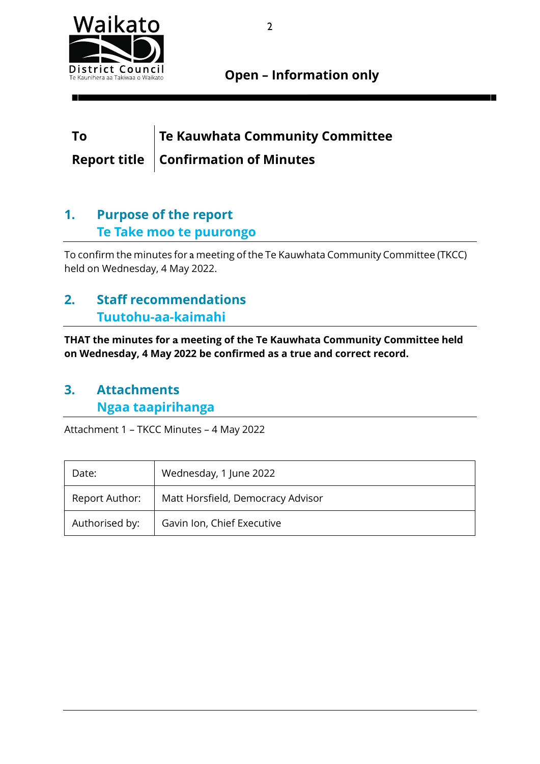**Open – Information only**

| | |
|---|---|
| **To** | **Te Kauwhata Community Committee** |
| **Report title** | **Confirmation of Minutes** |

## 1. Purpose of the report
## Te Take moo te puurongo

To confirm the minutes for a meeting of the Te Kauwhata Community Committee (TKCC) held on Wednesday, 4 May 2022.

## 2. Staff recommendations
## Tuutohu-aa-kaimahi

**THAT the minutes for a meeting of the Te Kauwhata Community Committee held on Wednesday, 4 May 2022 be confirmed as a true and correct record.**

## 3. Attachments
## Ngaa taapirihanga

Attachment 1 – TKCC Minutes – 4 May 2022

| | |
|---|---|
| Date: | Wednesday, 1 June 2022 |
| Report Author: | Matt Horsfield, Democracy Advisor |
| Authorised by: | Gavin Ion, Chief Executive |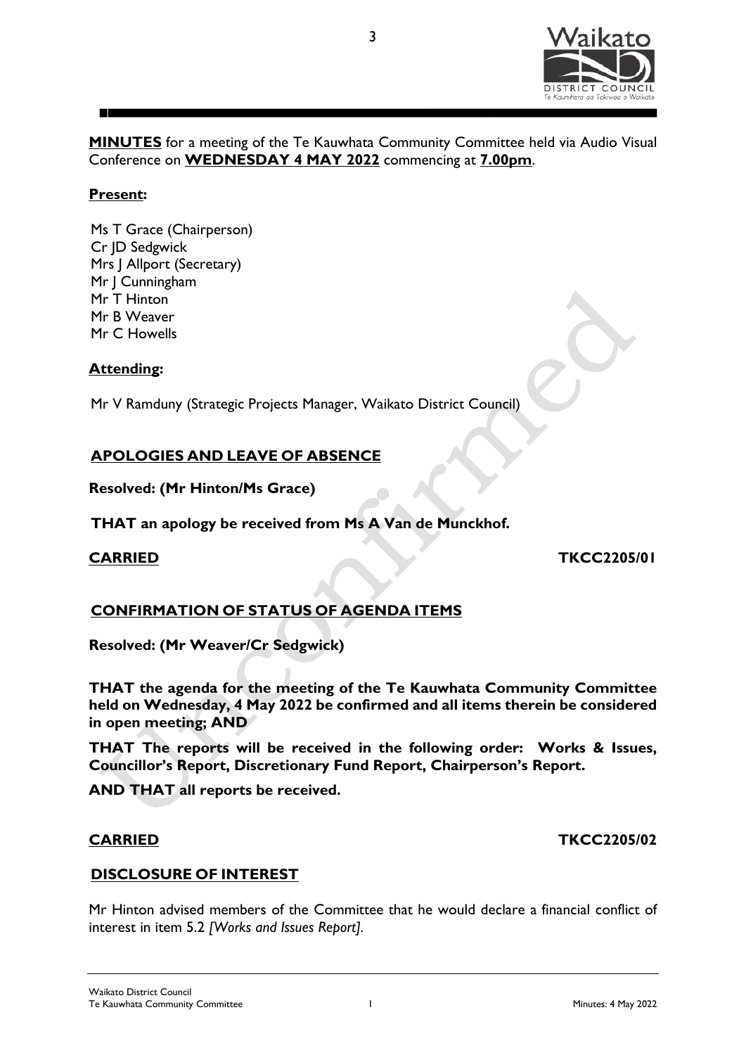**MINUTES** for a meeting of the Te Kauwhata Community Committee held via Audio Visual Conference on **WEDNESDAY 4 MAY 2022** commencing at **7.00pm**.

**Present:**

Ms T Grace (Chairperson)
Cr JD Sedgwick
Mrs J Allport (Secretary)
Mr J Cunningham
Mr T Hinton
Mr B Weaver
Mr C Howells

**Attending:**

Mr V Ramduny (Strategic Projects Manager, Waikato District Council)

## APOLOGIES AND LEAVE OF ABSENCE

**Resolved: (Mr Hinton/Ms Grace)**

**THAT an apology be received from Ms A Van de Munckhof.**

**CARRIED** **TKCC2205/01**

## CONFIRMATION OF STATUS OF AGENDA ITEMS

**Resolved: (Mr Weaver/Cr Sedgwick)**

**THAT the agenda for the meeting of the Te Kauwhata Community Committee held on Wednesday, 4 May 2022 be confirmed and all items therein be considered in open meeting; AND**

**THAT The reports will be received in the following order: Works & Issues, Councillor's Report, Discretionary Fund Report, Chairperson's Report.**

**AND THAT all reports be received.**

**CARRIED** **TKCC2205/02**

## DISCLOSURE OF INTEREST

Mr Hinton advised members of the Committee that he would declare a financial conflict of interest in item 5.2 *[Works and Issues Report]*.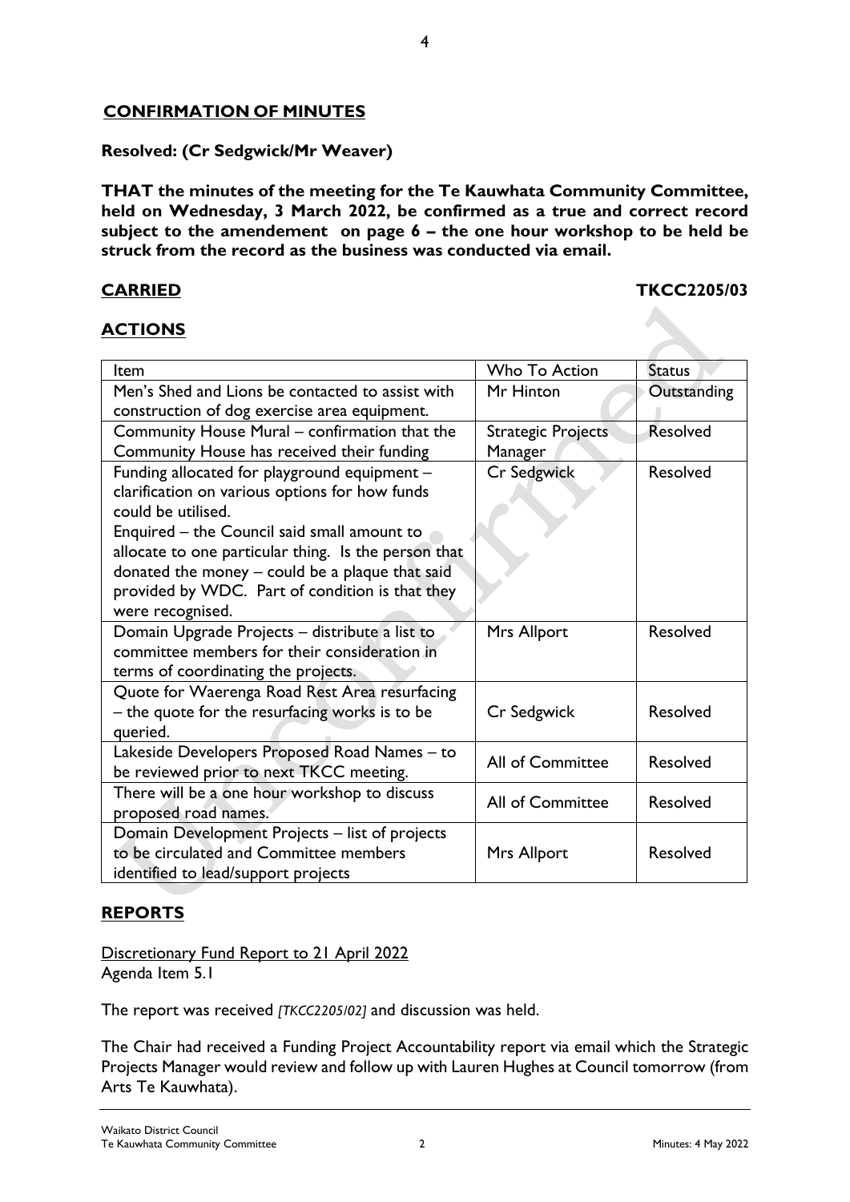## **CONFIRMATION OF MINUTES**

**Resolved: (Cr Sedgwick/Mr Weaver)**

**THAT the minutes of the meeting for the Te Kauwhata Community Committee, held on Wednesday, 3 March 2022, be confirmed as a true and correct record subject to the amendement on page 6 – the one hour workshop to be held be struck from the record as the business was conducted via email.**

**CARRIED** **TKCC2205/03**

## **ACTIONS**

| Item | Who To Action | Status |
|---|---|---|
| Men's Shed and Lions be contacted to assist with construction of dog exercise area equipment. | Mr Hinton | Outstanding |
| Community House Mural – confirmation that the Community House has received their funding | Strategic Projects Manager | Resolved |
| Funding allocated for playground equipment – clarification on various options for how funds could be utilised. Enquired – the Council said small amount to allocate to one particular thing. Is the person that donated the money – could be a plaque that said provided by WDC. Part of condition is that they were recognised. | Cr Sedgwick | Resolved |
| Domain Upgrade Projects – distribute a list to committee members for their consideration in terms of coordinating the projects. | Mrs Allport | Resolved |
| Quote for Waerenga Road Rest Area resurfacing – the quote for the resurfacing works is to be queried. | Cr Sedgwick | Resolved |
| Lakeside Developers Proposed Road Names – to be reviewed prior to next TKCC meeting. | All of Committee | Resolved |
| There will be a one hour workshop to discuss proposed road names. | All of Committee | Resolved |
| Domain Development Projects – list of projects to be circulated and Committee members identified to lead/support projects | Mrs Allport | Resolved |

## **REPORTS**

Discretionary Fund Report to 21 April 2022
Agenda Item 5.1

The report was received *[TKCC2205/02]* and discussion was held.

The Chair had received a Funding Project Accountability report via email which the Strategic Projects Manager would review and follow up with Lauren Hughes at Council tomorrow (from Arts Te Kauwhata).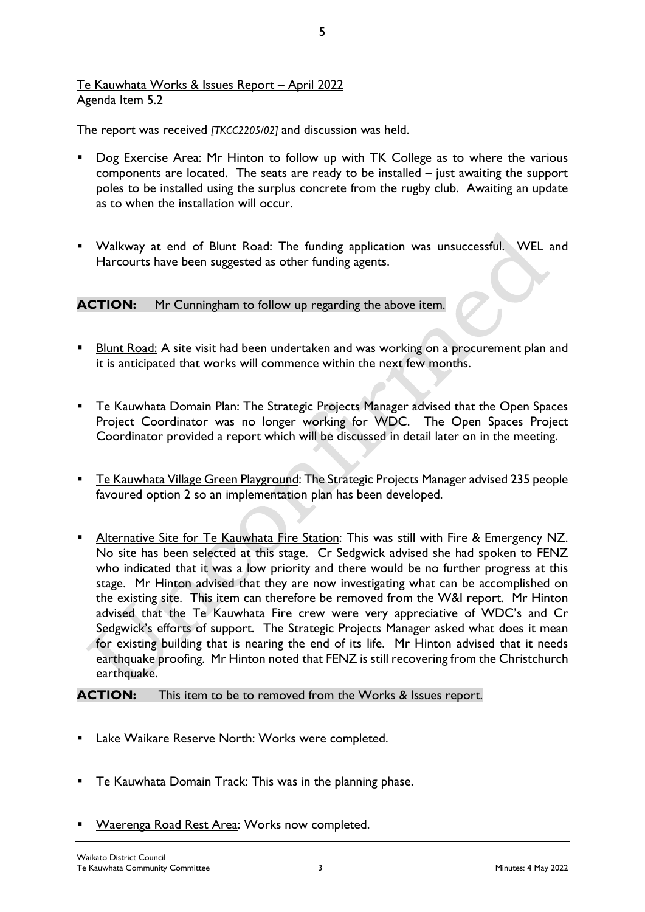Te Kauwhata Works & Issues Report – April 2022
Agenda Item 5.2

The report was received *[TKCC2205/02]* and discussion was held.

- Dog Exercise Area: Mr Hinton to follow up with TK College as to where the various components are located. The seats are ready to be installed – just awaiting the support poles to be installed using the surplus concrete from the rugby club. Awaiting an update as to when the installation will occur.

- Walkway at end of Blunt Road: The funding application was unsuccessful. WEL and Harcourts have been suggested as other funding agents.

**ACTION:** Mr Cunningham to follow up regarding the above item.

- Blunt Road: A site visit had been undertaken and was working on a procurement plan and it is anticipated that works will commence within the next few months.

- Te Kauwhata Domain Plan: The Strategic Projects Manager advised that the Open Spaces Project Coordinator was no longer working for WDC. The Open Spaces Project Coordinator provided a report which will be discussed in detail later on in the meeting.

- Te Kauwhata Village Green Playground: The Strategic Projects Manager advised 235 people favoured option 2 so an implementation plan has been developed.

- Alternative Site for Te Kauwhata Fire Station: This was still with Fire & Emergency NZ. No site has been selected at this stage. Cr Sedgwick advised she had spoken to FENZ who indicated that it was a low priority and there would be no further progress at this stage. Mr Hinton advised that they are now investigating what can be accomplished on the existing site. This item can therefore be removed from the W&I report. Mr Hinton advised that the Te Kauwhata Fire crew were very appreciative of WDC's and Cr Sedgwick's efforts of support. The Strategic Projects Manager asked what does it mean for existing building that is nearing the end of its life. Mr Hinton advised that it needs earthquake proofing. Mr Hinton noted that FENZ is still recovering from the Christchurch earthquake.

**ACTION:** This item to be to removed from the Works & Issues report.

- Lake Waikare Reserve North: Works were completed.

- Te Kauwhata Domain Track: This was in the planning phase.

- Waerenga Road Rest Area: Works now completed.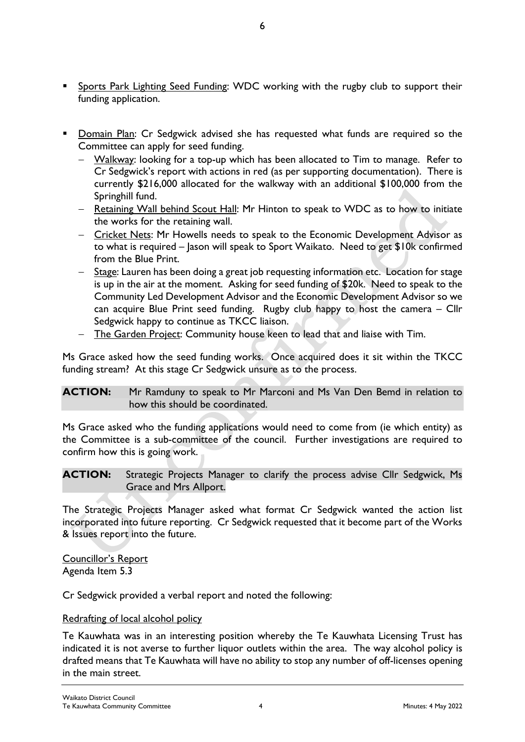- Sports Park Lighting Seed Funding: WDC working with the rugby club to support their funding application.

- Domain Plan: Cr Sedgwick advised she has requested what funds are required so the Committee can apply for seed funding.
  - Walkway: looking for a top-up which has been allocated to Tim to manage. Refer to Cr Sedgwick's report with actions in red (as per supporting documentation). There is currently $216,000 allocated for the walkway with an additional $100,000 from the Springhill fund.
  - Retaining Wall behind Scout Hall: Mr Hinton to speak to WDC as to how to initiate the works for the retaining wall.
  - Cricket Nets: Mr Howells needs to speak to the Economic Development Advisor as to what is required – Jason will speak to Sport Waikato. Need to get $10k confirmed from the Blue Print.
  - Stage: Lauren has been doing a great job requesting information etc. Location for stage is up in the air at the moment. Asking for seed funding of $20k. Need to speak to the Community Led Development Advisor and the Economic Development Advisor so we can acquire Blue Print seed funding. Rugby club happy to host the camera – Cllr Sedgwick happy to continue as TKCC liaison.
  - The Garden Project: Community house keen to lead that and liaise with Tim.

Ms Grace asked how the seed funding works. Once acquired does it sit within the TKCC funding stream? At this stage Cr Sedgwick unsure as to the process.

**ACTION:** Mr Ramduny to speak to Mr Marconi and Ms Van Den Bemd in relation to how this should be coordinated.

Ms Grace asked who the funding applications would need to come from (ie which entity) as the Committee is a sub-committee of the council. Further investigations are required to confirm how this is going work.

**ACTION:** Strategic Projects Manager to clarify the process advise Cllr Sedgwick, Ms Grace and Mrs Allport.

The Strategic Projects Manager asked what format Cr Sedgwick wanted the action list incorporated into future reporting. Cr Sedgwick requested that it become part of the Works & Issues report into the future.

Councillor's Report
Agenda Item 5.3

Cr Sedgwick provided a verbal report and noted the following:

Redrafting of local alcohol policy

Te Kauwhata was in an interesting position whereby the Te Kauwhata Licensing Trust has indicated it is not averse to further liquor outlets within the area. The way alcohol policy is drafted means that Te Kauwhata will have no ability to stop any number of off-licenses opening in the main street.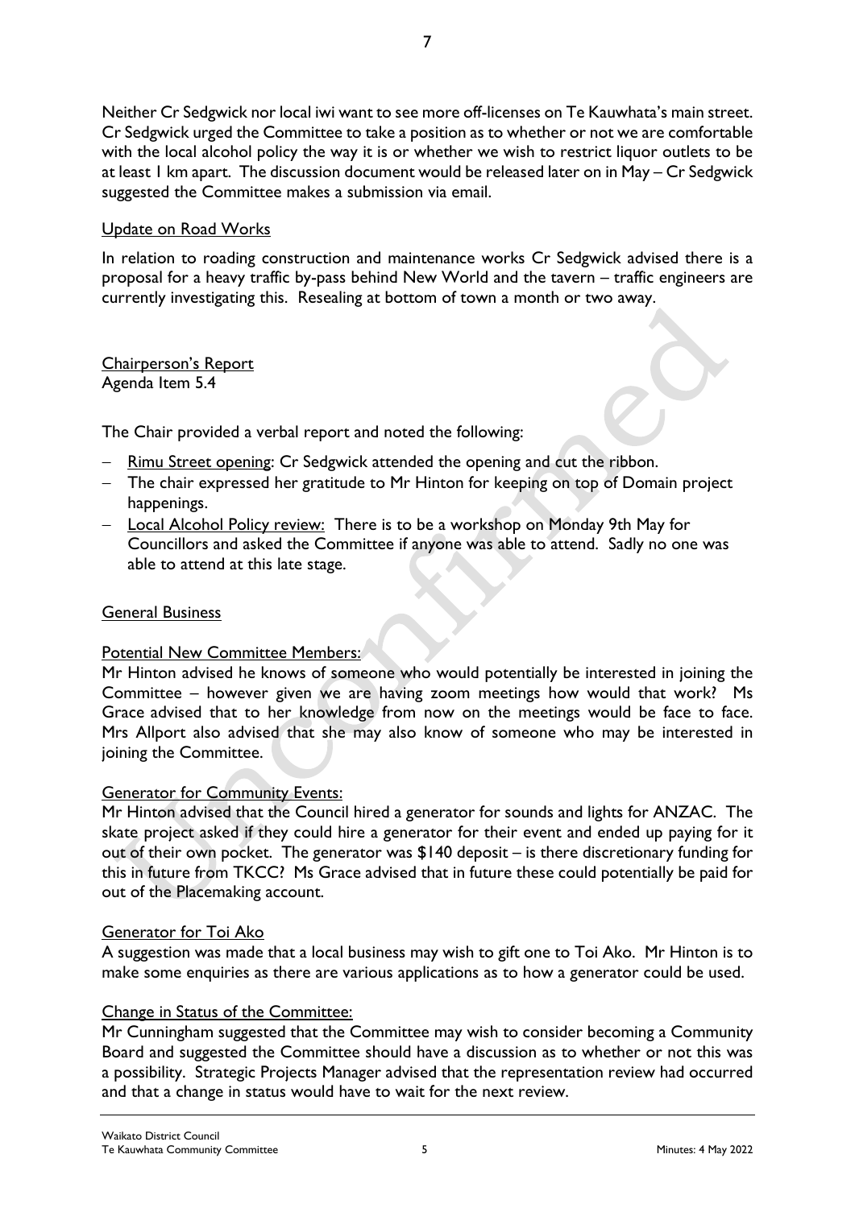Neither Cr Sedgwick nor local iwi want to see more off-licenses on Te Kauwhata's main street. Cr Sedgwick urged the Committee to take a position as to whether or not we are comfortable with the local alcohol policy the way it is or whether we wish to restrict liquor outlets to be at least 1 km apart. The discussion document would be released later on in May – Cr Sedgwick suggested the Committee makes a submission via email.

Update on Road Works

In relation to roading construction and maintenance works Cr Sedgwick advised there is a proposal for a heavy traffic by-pass behind New World and the tavern – traffic engineers are currently investigating this. Resealing at bottom of town a month or two away.

Chairperson's Report
Agenda Item 5.4

The Chair provided a verbal report and noted the following:

- Rimu Street opening: Cr Sedgwick attended the opening and cut the ribbon.
- The chair expressed her gratitude to Mr Hinton for keeping on top of Domain project happenings.
- Local Alcohol Policy review: There is to be a workshop on Monday 9th May for Councillors and asked the Committee if anyone was able to attend. Sadly no one was able to attend at this late stage.

General Business

Potential New Committee Members:
Mr Hinton advised he knows of someone who would potentially be interested in joining the Committee – however given we are having zoom meetings how would that work? Ms Grace advised that to her knowledge from now on the meetings would be face to face. Mrs Allport also advised that she may also know of someone who may be interested in joining the Committee.

Generator for Community Events:
Mr Hinton advised that the Council hired a generator for sounds and lights for ANZAC. The skate project asked if they could hire a generator for their event and ended up paying for it out of their own pocket. The generator was $140 deposit – is there discretionary funding for this in future from TKCC? Ms Grace advised that in future these could potentially be paid for out of the Placemaking account.

Generator for Toi Ako
A suggestion was made that a local business may wish to gift one to Toi Ako. Mr Hinton is to make some enquiries as there are various applications as to how a generator could be used.

Change in Status of the Committee:
Mr Cunningham suggested that the Committee may wish to consider becoming a Community Board and suggested the Committee should have a discussion as to whether or not this was a possibility. Strategic Projects Manager advised that the representation review had occurred and that a change in status would have to wait for the next review.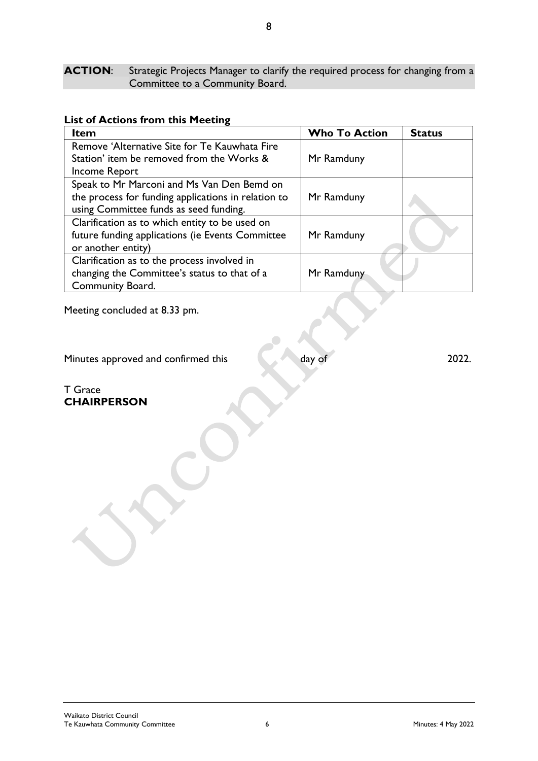**ACTION**: Strategic Projects Manager to clarify the required process for changing from a Committee to a Community Board.

**List of Actions from this Meeting**

| Item | Who To Action | Status |
|---|---|---|
| Remove 'Alternative Site for Te Kauwhata Fire Station' item be removed from the Works & Income Report | Mr Ramduny | |
| Speak to Mr Marconi and Ms Van Den Bemd on the process for funding applications in relation to using Committee funds as seed funding. | Mr Ramduny | |
| Clarification as to which entity to be used on future funding applications (ie Events Committee or another entity) | Mr Ramduny | |
| Clarification as to the process involved in changing the Committee's status to that of a Community Board. | Mr Ramduny | |

Meeting concluded at 8.33 pm.

Minutes approved and confirmed this day of 2022.

T Grace
**CHAIRPERSON**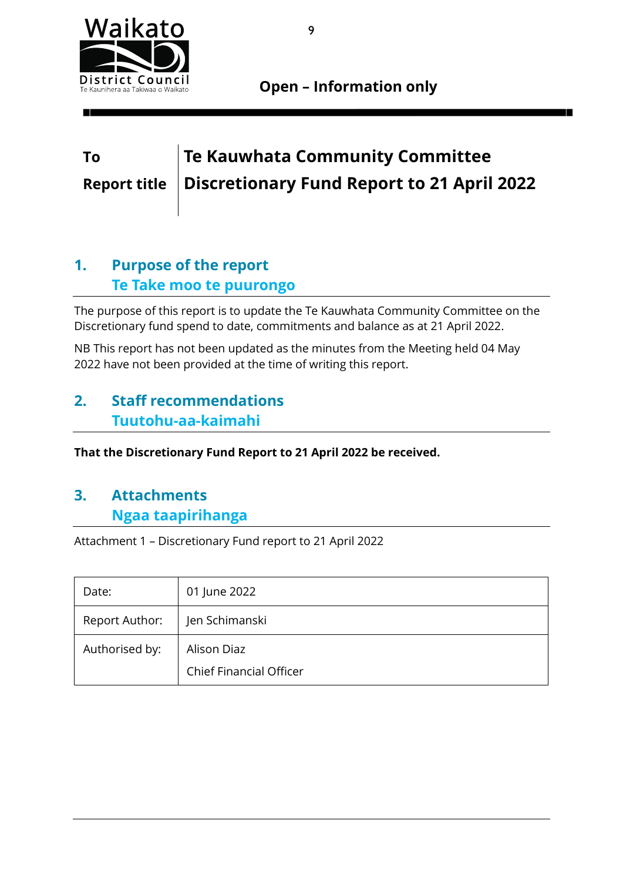Waikato District Council
Te Kaunihera aa Takiwaa o Waikato

**Open – Information only**

| | |
|---|---|
| **To** | **Te Kauwhata Community Committee** |
| **Report title** | **Discretionary Fund Report to 21 April 2022** |

## 1. Purpose of the report
## Te Take moo te puurongo

The purpose of this report is to update the Te Kauwhata Community Committee on the Discretionary fund spend to date, commitments and balance as at 21 April 2022.

NB This report has not been updated as the minutes from the Meeting held 04 May 2022 have not been provided at the time of writing this report.

## 2. Staff recommendations
## Tuutohu-aa-kaimahi

**That the Discretionary Fund Report to 21 April 2022 be received.**

## 3. Attachments
## Ngaa taapirihanga

Attachment 1 – Discretionary Fund report to 21 April 2022

| | |
|---|---|
| Date: | 01 June 2022 |
| Report Author: | Jen Schimanski |
| Authorised by: | Alison Diaz<br>Chief Financial Officer |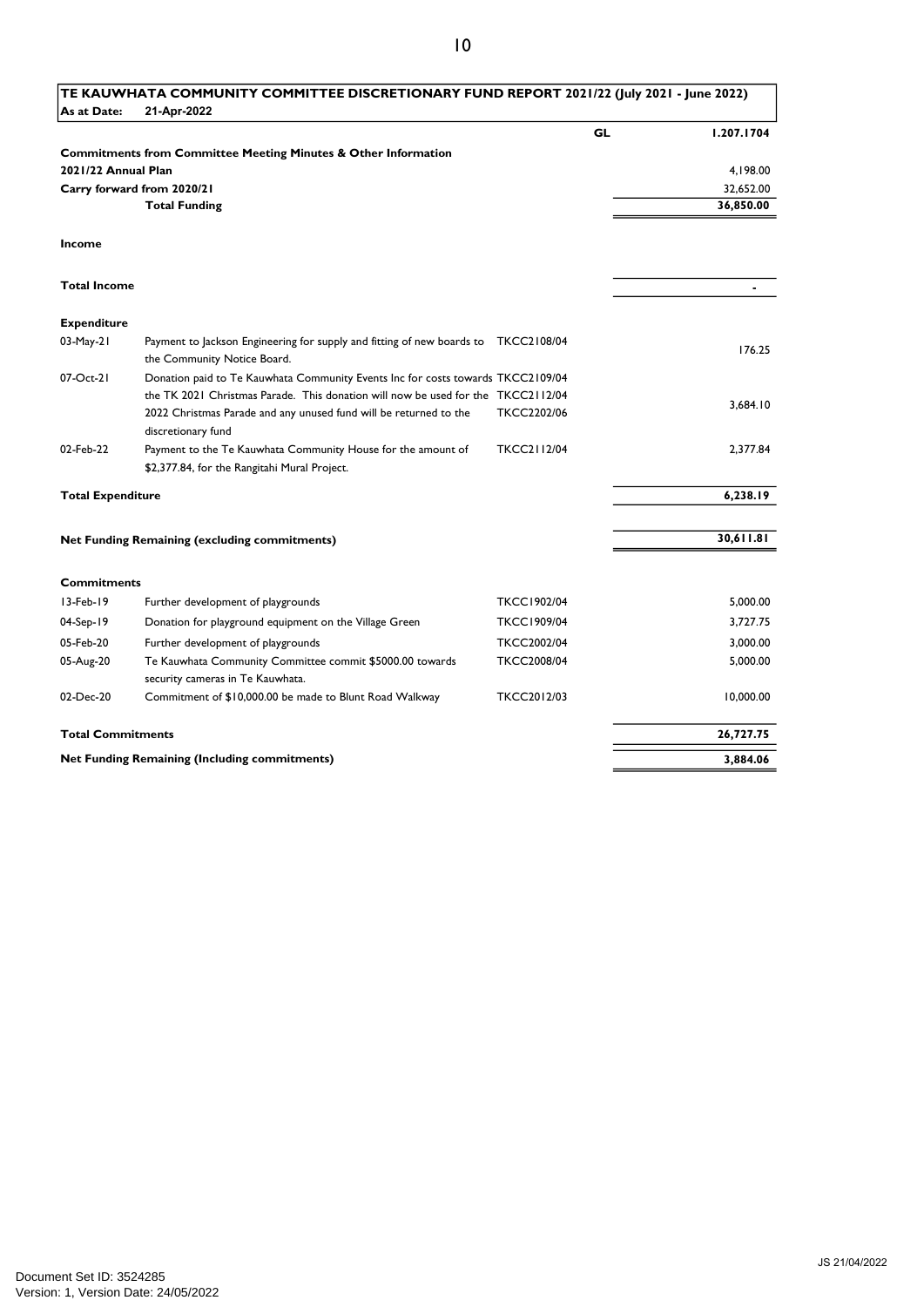## TE KAUWHATA COMMUNITY COMMITTEE DISCRETIONARY FUND REPORT 2021/22 (July 2021 - June 2022)

**As at Date:** 21-Apr-2022

| | | | GL | 1.207.1704 |
|---|---|---|---|---|
| **Commitments from Committee Meeting Minutes & Other Information** | | | | |
| **2021/22 Annual Plan** | | | | 4,198.00 |
| **Carry forward from 2020/21** | | | | 32,652.00 |
| | **Total Funding** | | | **36,850.00** |
| **Income** | | | | |
| **Total Income** | | | | - |
| **Expenditure** | | | | |
| 03-May-21 | Payment to Jackson Engineering for supply and fitting of new boards to the Community Notice Board. | TKCC2108/04 | | 176.25 |
| 07-Oct-21 | Donation paid to Te Kauwhata Community Events Inc for costs towards the TK 2021 Christmas Parade. This donation will now be used for the 2022 Christmas Parade and any unused fund will be returned to the discretionary fund | TKCC2109/04 TKCC2112/04 TKCC2202/06 | | 3,684.10 |
| 02-Feb-22 | Payment to the Te Kauwhata Community House for the amount of $2,377.84, for the Rangitahi Mural Project. | TKCC2112/04 | | 2,377.84 |
| **Total Expenditure** | | | | **6,238.19** |
| **Net Funding Remaining (excluding commitments)** | | | | **30,611.81** |
| **Commitments** | | | | |
| 13-Feb-19 | Further development of playgrounds | TKCC1902/04 | | 5,000.00 |
| 04-Sep-19 | Donation for playground equipment on the Village Green | TKCC1909/04 | | 3,727.75 |
| 05-Feb-20 | Further development of playgrounds | TKCC2002/04 | | 3,000.00 |
| 05-Aug-20 | Te Kauwhata Community Committee commit $5000.00 towards security cameras in Te Kauwhata. | TKCC2008/04 | | 5,000.00 |
| 02-Dec-20 | Commitment of $10,000.00 be made to Blunt Road Walkway | TKCC2012/03 | | 10,000.00 |
| **Total Commitments** | | | | **26,727.75** |
| **Net Funding Remaining (Including commitments)** | | | | **3,884.06** |

JS 21/04/2022

Document Set ID: 3524285
Version: 1, Version Date: 24/05/2022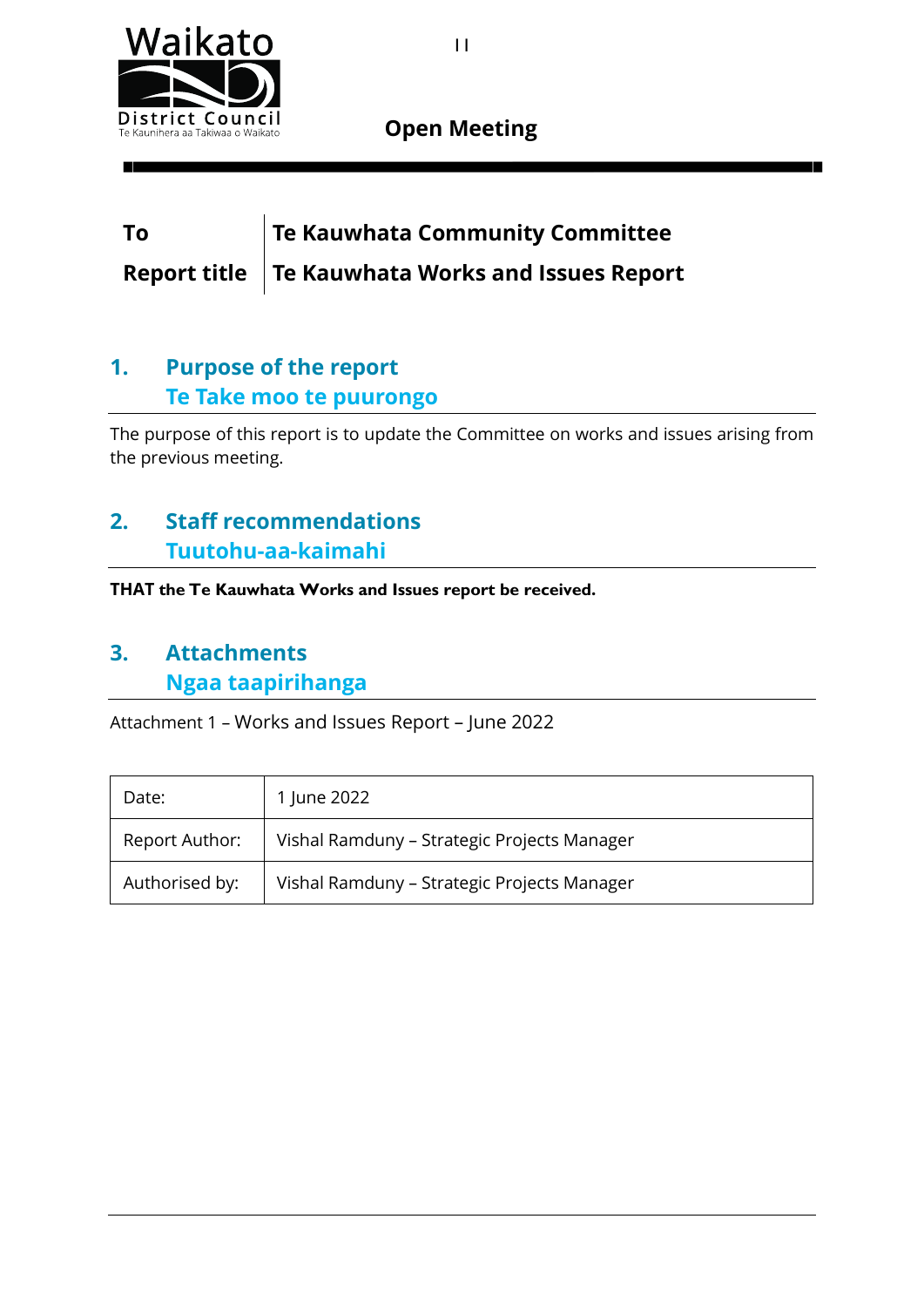Waikato District Council
Te Kaunihera aa Takiwaa o Waikato

**Open Meeting**

| | |
|---|---|
| **To** | **Te Kauwhata Community Committee** |
| **Report title** | **Te Kauwhata Works and Issues Report** |

## 1. Purpose of the report
## Te Take moo te puurongo

The purpose of this report is to update the Committee on works and issues arising from the previous meeting.

## 2. Staff recommendations
## Tuutohu-aa-kaimahi

**THAT the Te Kauwhata Works and Issues report be received.**

## 3. Attachments
## Ngaa taapirihanga

Attachment 1 – Works and Issues Report – June 2022

| | |
|---|---|
| Date: | 1 June 2022 |
| Report Author: | Vishal Ramduny – Strategic Projects Manager |
| Authorised by: | Vishal Ramduny – Strategic Projects Manager |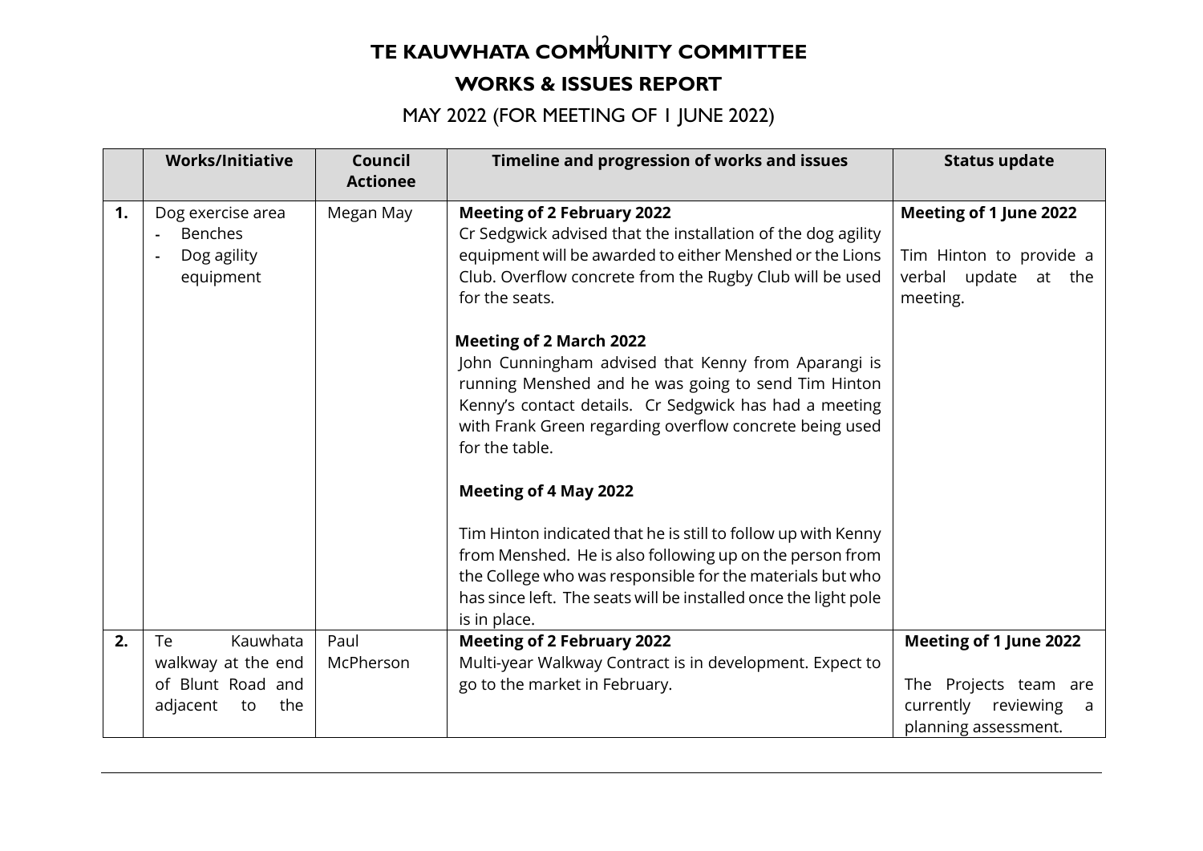# TE KAUWHATA COMMUNITY COMMITTEE

## WORKS & ISSUES REPORT

MAY 2022 (FOR MEETING OF 1 JUNE 2022)

| | Works/Initiative | Council Actionee | Timeline and progression of works and issues | Status update |
|---|---|---|---|---|
| 1. | Dog exercise area<br>- Benches<br>- Dog agility equipment | Megan May | **Meeting of 2 February 2022**<br>Cr Sedgwick advised that the installation of the dog agility equipment will be awarded to either Menshed or the Lions Club. Overflow concrete from the Rugby Club will be used for the seats.<br><br>**Meeting of 2 March 2022**<br>John Cunningham advised that Kenny from Aparangi is running Menshed and he was going to send Tim Hinton Kenny's contact details. Cr Sedgwick has had a meeting with Frank Green regarding overflow concrete being used for the table.<br><br>**Meeting of 4 May 2022**<br><br>Tim Hinton indicated that he is still to follow up with Kenny from Menshed. He is also following up on the person from the College who was responsible for the materials but who has since left. The seats will be installed once the light pole is in place. | **Meeting of 1 June 2022**<br><br>Tim Hinton to provide a verbal update at the meeting. |
| 2. | Te Kauwhata walkway at the end of Blunt Road and adjacent to the | Paul McPherson | **Meeting of 2 February 2022**<br>Multi-year Walkway Contract is in development. Expect to go to the market in February. | **Meeting of 1 June 2022**<br><br>The Projects team are currently reviewing a planning assessment. |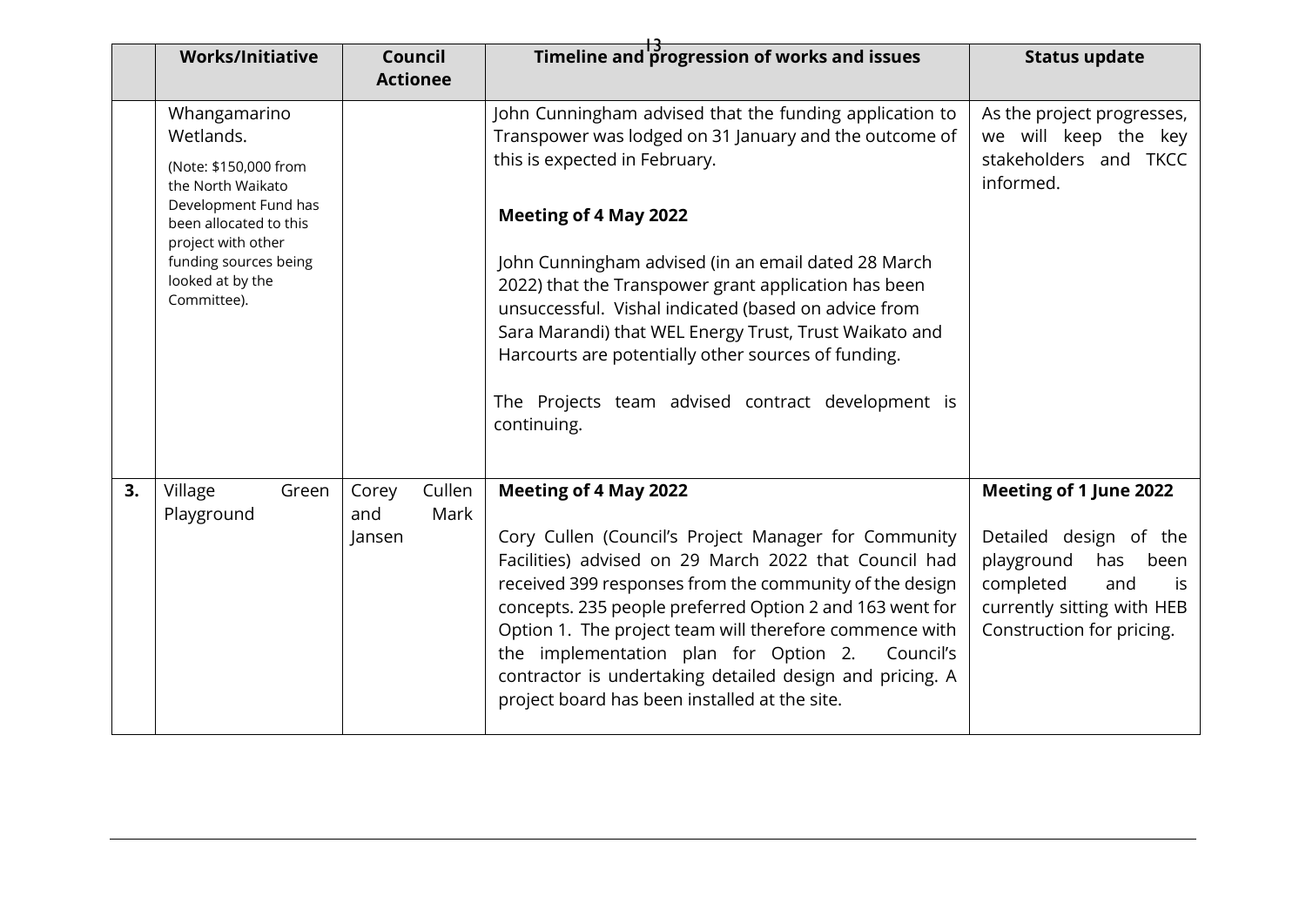| | Works/Initiative | Council Actionee | Timeline and progression of works and issues | Status update |
|---|---|---|---|---|
| | Whangamarino Wetlands.<br><br>(Note: $150,000 from the North Waikato Development Fund has been allocated to this project with other funding sources being looked at by the Committee). | | John Cunningham advised that the funding application to Transpower was lodged on 31 January and the outcome of this is expected in February.<br><br>**Meeting of 4 May 2022**<br><br>John Cunningham advised (in an email dated 28 March 2022) that the Transpower grant application has been unsuccessful. Vishal indicated (based on advice from Sara Marandi) that WEL Energy Trust, Trust Waikato and Harcourts are potentially other sources of funding.<br><br>The Projects team advised contract development is continuing. | As the project progresses, we will keep the key stakeholders and TKCC informed. |
| **3.** | Village Green Playground | Corey Cullen and Mark Jansen | **Meeting of 4 May 2022**<br><br>Cory Cullen (Council's Project Manager for Community Facilities) advised on 29 March 2022 that Council had received 399 responses from the community of the design concepts. 235 people preferred Option 2 and 163 went for Option 1. The project team will therefore commence with the implementation plan for Option 2. Council's contractor is undertaking detailed design and pricing. A project board has been installed at the site. | **Meeting of 1 June 2022**<br><br>Detailed design of the playground has been completed and is currently sitting with HEB Construction for pricing. |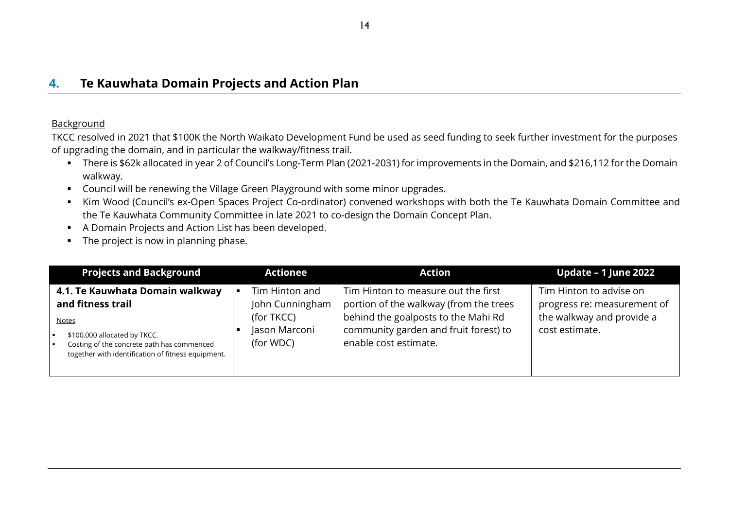## 4. Te Kauwhata Domain Projects and Action Plan

Background

TKCC resolved in 2021 that $100K the North Waikato Development Fund be used as seed funding to seek further investment for the purposes of upgrading the domain, and in particular the walkway/fitness trail.

- There is $62k allocated in year 2 of Council's Long-Term Plan (2021-2031) for improvements in the Domain, and $216,112 for the Domain walkway.
- Council will be renewing the Village Green Playground with some minor upgrades.
- Kim Wood (Council's ex-Open Spaces Project Co-ordinator) convened workshops with both the Te Kauwhata Domain Committee and the Te Kauwhata Community Committee in late 2021 to co-design the Domain Concept Plan.
- A Domain Projects and Action List has been developed.
- The project is now in planning phase.

| Projects and Background | Actionee | Action | Update – 1 June 2022 |
|---|---|---|---|
| **4.1. Te Kauwhata Domain walkway and fitness trail**<br><br>Notes<br>- $100,000 allocated by TKCC.<br>- Costing of the concrete path has commenced together with identification of fitness equipment. | - Tim Hinton and John Cunningham (for TKCC)<br>- Jason Marconi (for WDC) | Tim Hinton to measure out the first portion of the walkway (from the trees behind the goalposts to the Mahi Rd community garden and fruit forest) to enable cost estimate. | Tim Hinton to advise on progress re: measurement of the walkway and provide a cost estimate. |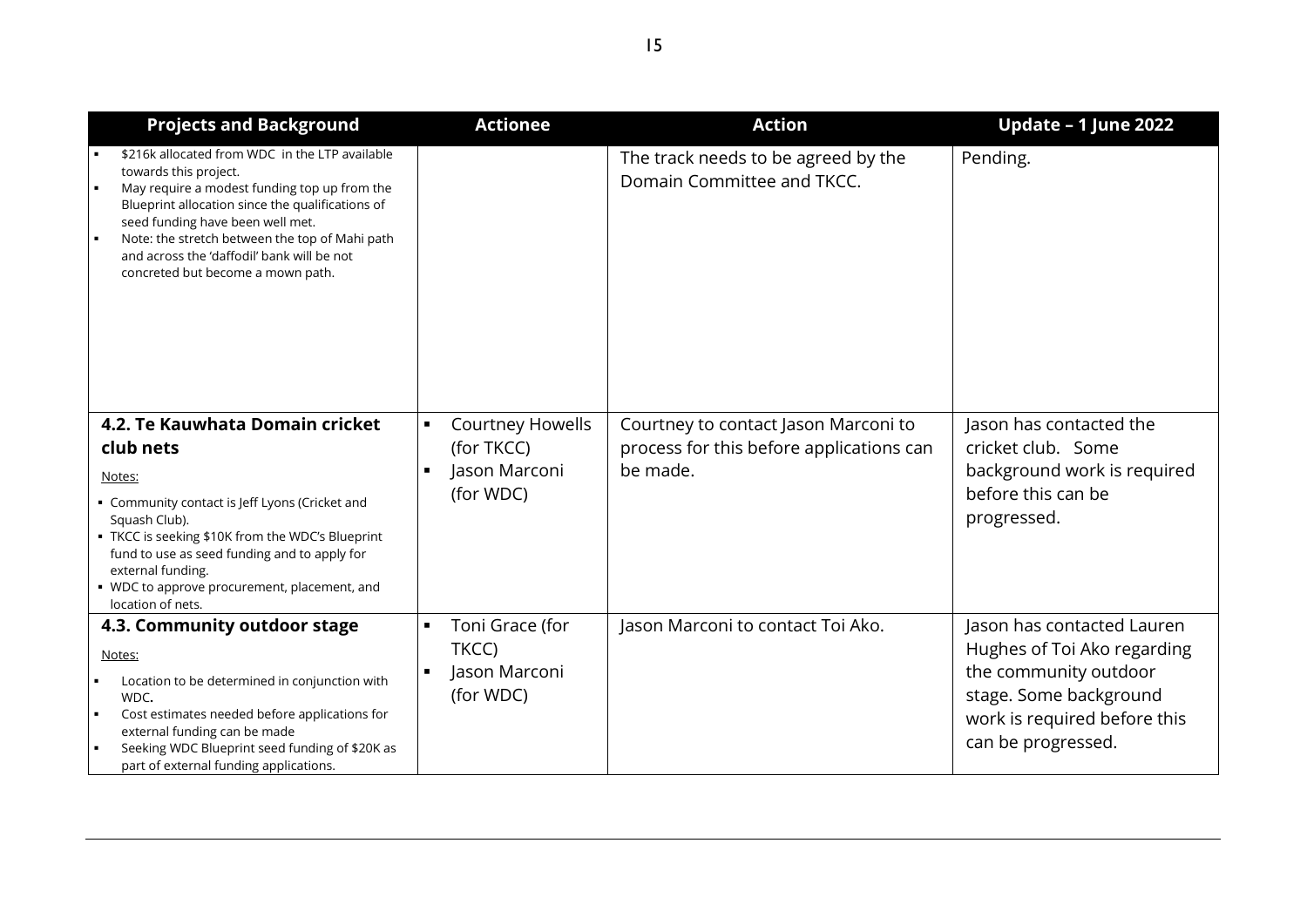| Projects and Background | Actionee | Action | Update – 1 June 2022 |
|---|---|---|---|
| ▪ $216k allocated from WDC in the LTP available towards this project.<br>▪ May require a modest funding top up from the Blueprint allocation since the qualifications of seed funding have been well met.<br>▪ Note: the stretch between the top of Mahi path and across the 'daffodil' bank will be not concreted but become a mown path. | | The track needs to be agreed by the Domain Committee and TKCC. | Pending. |
| **4.2. Te Kauwhata Domain cricket club nets**<br>Notes:<br>▪ Community contact is Jeff Lyons (Cricket and Squash Club).<br>▪ TKCC is seeking $10K from the WDC's Blueprint fund to use as seed funding and to apply for external funding.<br>▪ WDC to approve procurement, placement, and location of nets. | ▪ Courtney Howells (for TKCC)<br>▪ Jason Marconi (for WDC) | Courtney to contact Jason Marconi to process for this before applications can be made. | Jason has contacted the cricket club. Some background work is required before this can be progressed. |
| **4.3. Community outdoor stage**<br>Notes:<br>▪ Location to be determined in conjunction with WDC.<br>▪ Cost estimates needed before applications for external funding can be made<br>▪ Seeking WDC Blueprint seed funding of $20K as part of external funding applications. | ▪ Toni Grace (for TKCC)<br>▪ Jason Marconi (for WDC) | Jason Marconi to contact Toi Ako. | Jason has contacted Lauren Hughes of Toi Ako regarding the community outdoor stage. Some background work is required before this can be progressed. |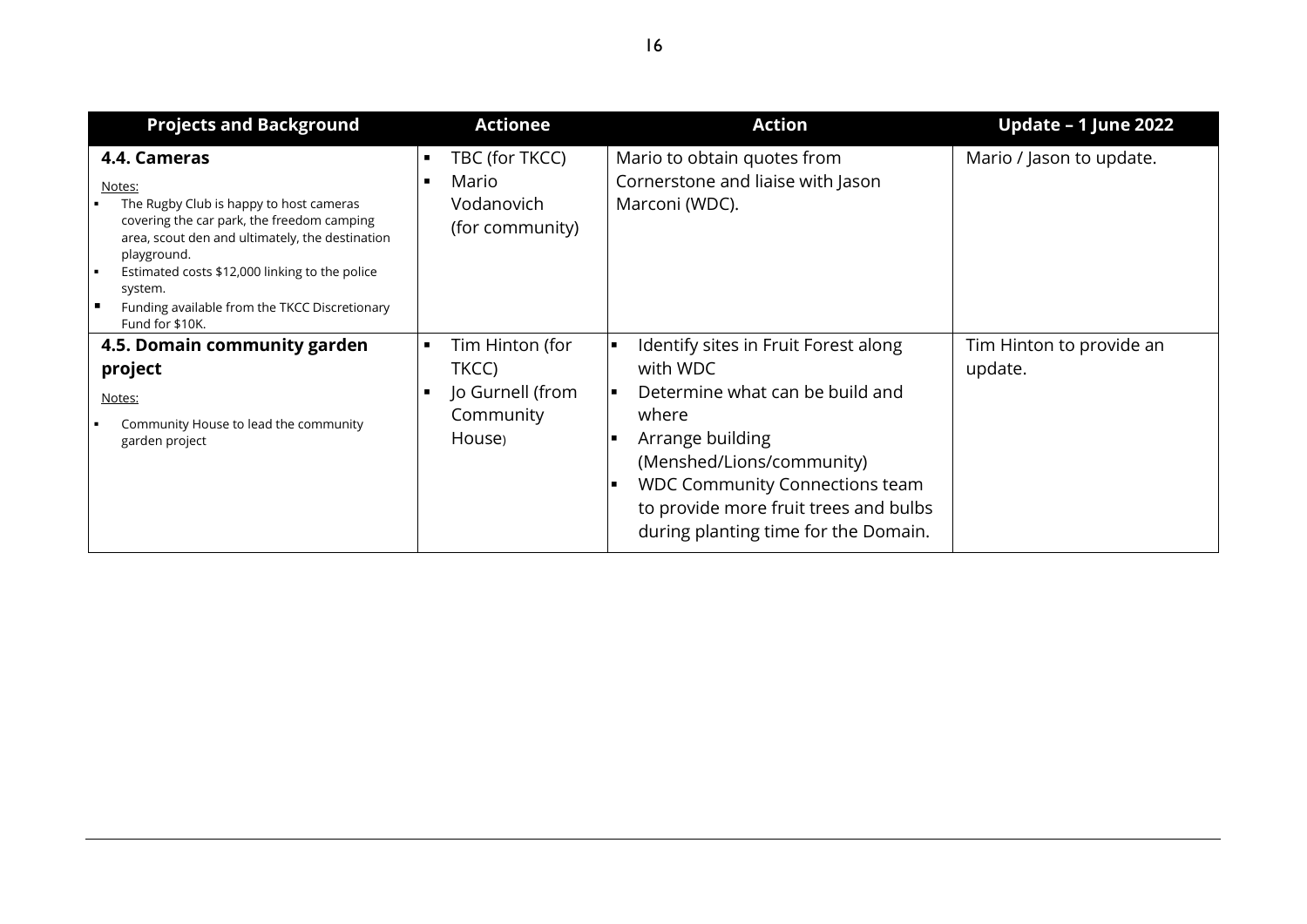| Projects and Background | Actionee | Action | Update – 1 June 2022 |
| --- | --- | --- | --- |
| **4.4. Cameras**<br><br>Notes:<br>▪ The Rugby Club is happy to host cameras covering the car park, the freedom camping area, scout den and ultimately, the destination playground.<br>▪ Estimated costs $12,000 linking to the police system.<br>▪ Funding available from the TKCC Discretionary Fund for $10K. | ▪ TBC (for TKCC)<br>▪ Mario Vodanovich (for community) | Mario to obtain quotes from Cornerstone and liaise with Jason Marconi (WDC). | Mario / Jason to update. |
| **4.5. Domain community garden project**<br><br>Notes:<br>▪ Community House to lead the community garden project | ▪ Tim Hinton (for TKCC)<br>▪ Jo Gurnell (from Community House) | ▪ Identify sites in Fruit Forest along with WDC<br>▪ Determine what can be build and where<br>▪ Arrange building (Menshed/Lions/community)<br>▪ WDC Community Connections team to provide more fruit trees and bulbs during planting time for the Domain. | Tim Hinton to provide an update. |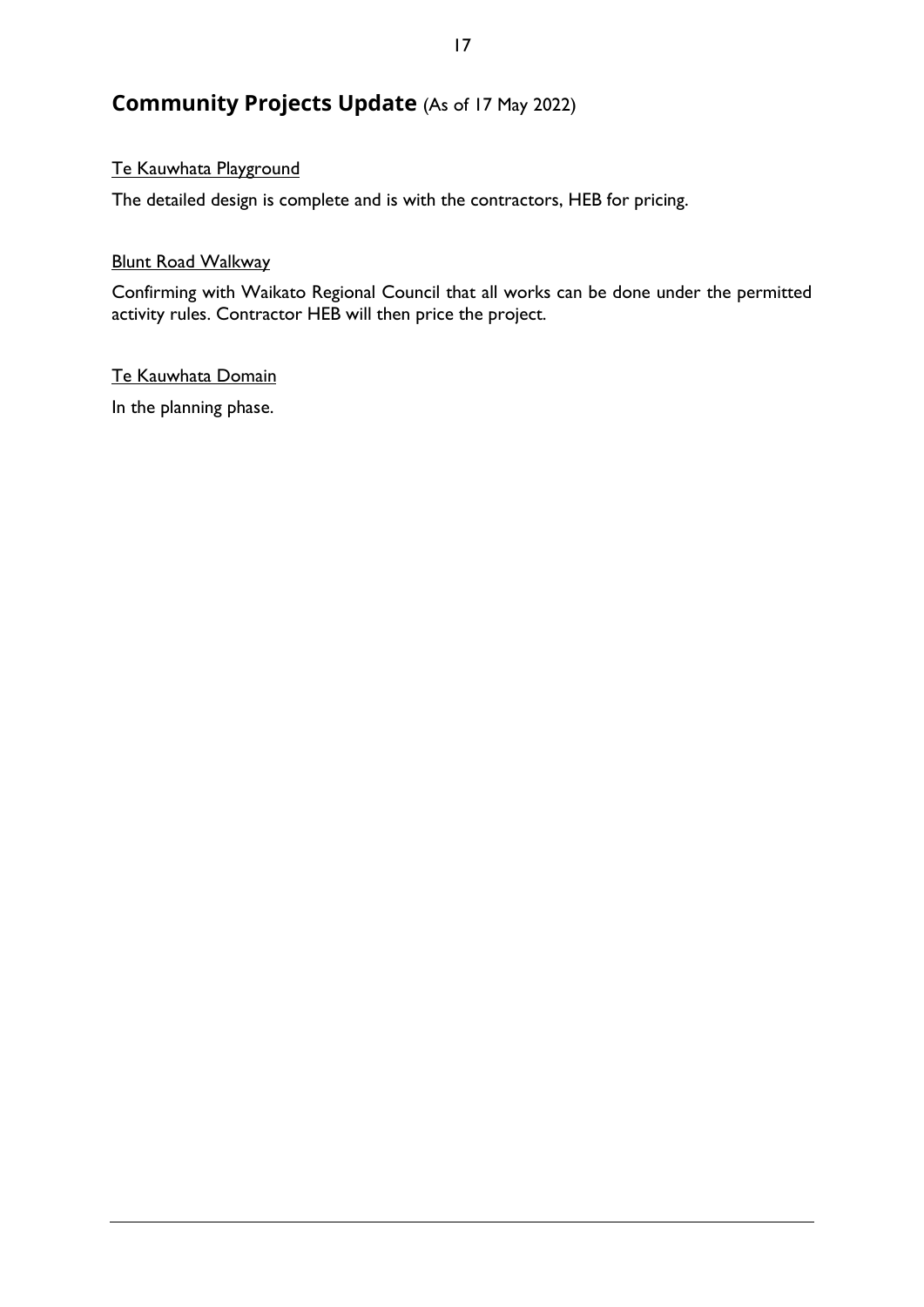## **Community Projects Update** (As of 17 May 2022)

Te Kauwhata Playground

The detailed design is complete and is with the contractors, HEB for pricing.

Blunt Road Walkway

Confirming with Waikato Regional Council that all works can be done under the permitted activity rules. Contractor HEB will then price the project.

Te Kauwhata Domain

In the planning phase.